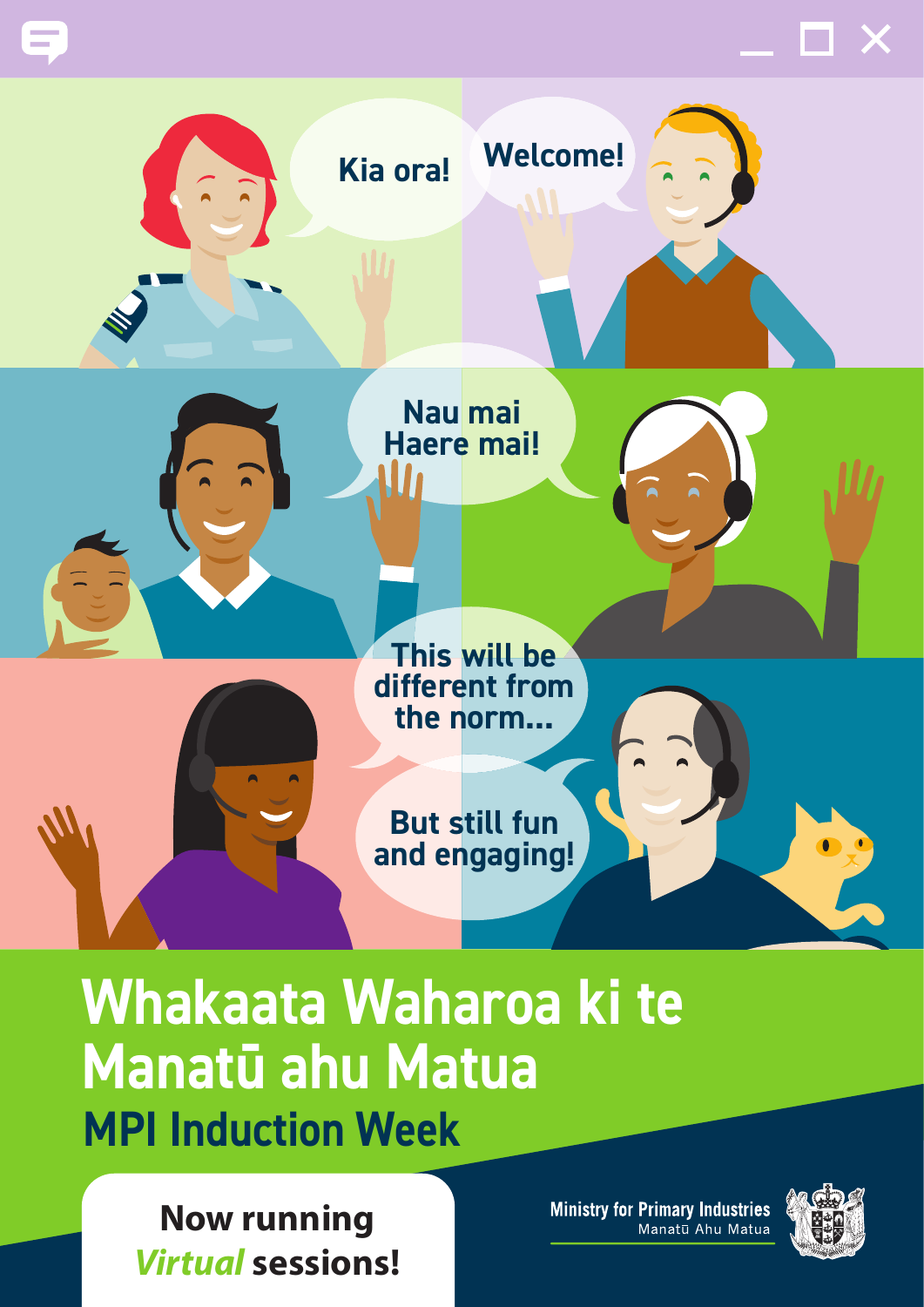Kia ora!

Welcome!

Nau mai Haere mai!

This will be different from the norm...

But still fun and engaging!

# Whakaata Waharoa ki te Manatū ahu Matua

## MPI Induction Week

**Now running *Virtual* sessions!**

Ministry for Primary Industries
Manatū Ahu Matua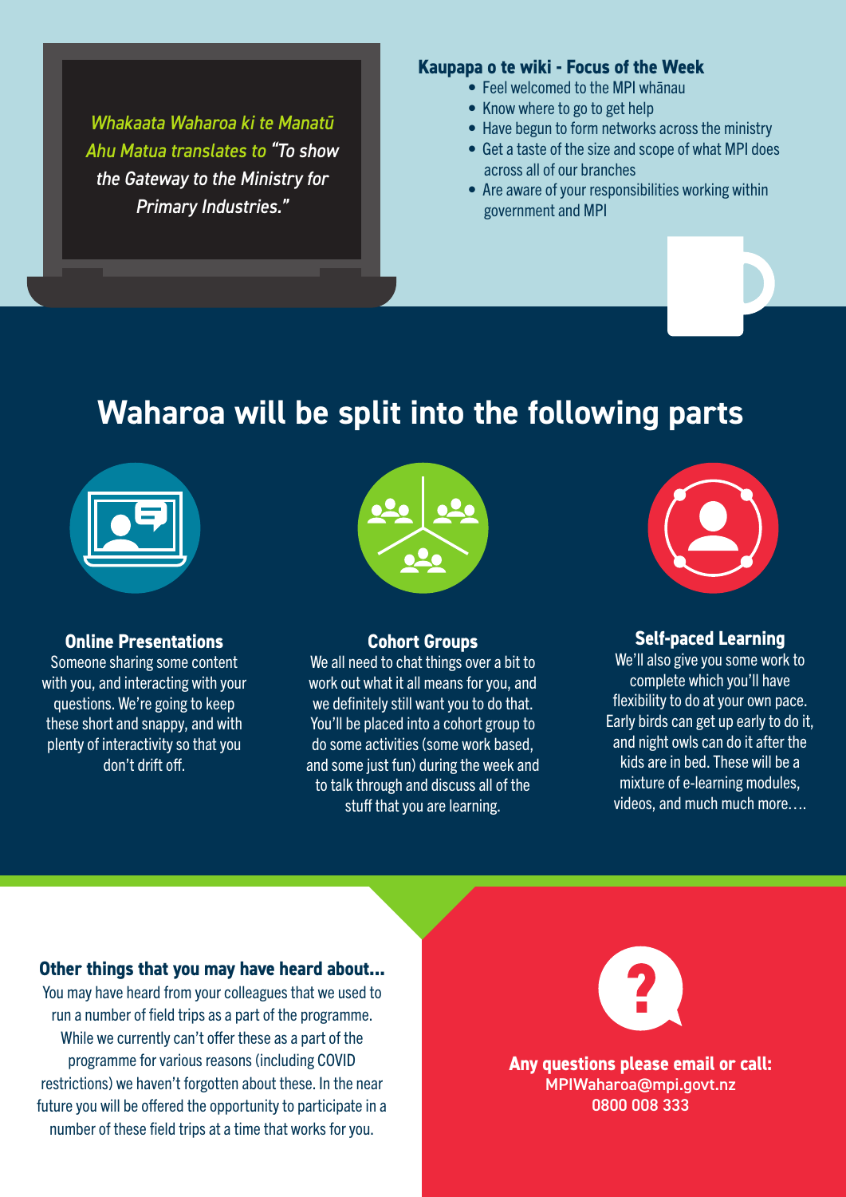*Whakaata Waharoa ki te Manatū Ahu Matua translates to "To show the Gateway to the Ministry for Primary Industries."*

### Kaupapa o te wiki - Focus of the Week

- Feel welcomed to the MPI whānau
- Know where to go to get help
- Have begun to form networks across the ministry
- Get a taste of the size and scope of what MPI does across all of our branches
- Are aware of your responsibilities working within government and MPI

## Waharoa will be split into the following parts

### Online Presentations

Someone sharing some content with you, and interacting with your questions. We're going to keep these short and snappy, and with plenty of interactivity so that you don't drift off.

### Cohort Groups

We all need to chat things over a bit to work out what it all means for you, and we definitely still want you to do that. You'll be placed into a cohort group to do some activities (some work based, and some just fun) during the week and to talk through and discuss all of the stuff that you are learning.

### Self-paced Learning

We'll also give you some work to complete which you'll have flexibility to do at your own pace. Early birds can get up early to do it, and night owls can do it after the kids are in bed. These will be a mixture of e-learning modules, videos, and much much more….

### Other things that you may have heard about...

You may have heard from your colleagues that we used to run a number of field trips as a part of the programme. While we currently can't offer these as a part of the programme for various reasons (including COVID restrictions) we haven't forgotten about these. In the near future you will be offered the opportunity to participate in a number of these field trips at a time that works for you.

**Any questions please email or call:**
MPIWaharoa@mpi.govt.nz
0800 008 333